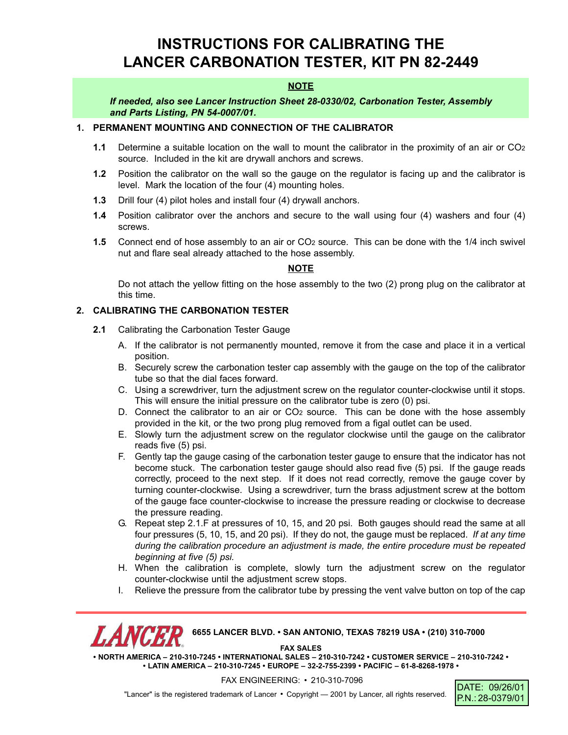# INSTRUCTIONS FOR CALIBRATING THE LANCER CARBONATION TESTER, KIT PN 82-2449

**NOTE**

***If needed, also see Lancer Instruction Sheet 28-0330/02, Carbonation Tester, Assembly and Parts Listing, PN 54-0007/01.***

## 1. PERMANENT MOUNTING AND CONNECTION OF THE CALIBRATOR

**1.1** Determine a suitable location on the wall to mount the calibrator in the proximity of an air or $CO_2$ source. Included in the kit are drywall anchors and screws.

**1.2** Position the calibrator on the wall so the gauge on the regulator is facing up and the calibrator is level. Mark the location of the four (4) mounting holes.

**1.3** Drill four (4) pilot holes and install four (4) drywall anchors.

**1.4** Position calibrator over the anchors and secure to the wall using four (4) washers and four (4) screws.

**1.5** Connect end of hose assembly to an air or $CO_2$ source. This can be done with the 1/4 inch swivel nut and flare seal already attached to the hose assembly.

**NOTE**

Do not attach the yellow fitting on the hose assembly to the two (2) prong plug on the calibrator at this time.

## 2. CALIBRATING THE CARBONATION TESTER

**2.1** Calibrating the Carbonation Tester Gauge

A. If the calibrator is not permanently mounted, remove it from the case and place it in a vertical position.

B. Securely screw the carbonation tester cap assembly with the gauge on the top of the calibrator tube so that the dial faces forward.

C. Using a screwdriver, turn the adjustment screw on the regulator counter-clockwise until it stops. This will ensure the initial pressure on the calibrator tube is zero (0) psi.

D. Connect the calibrator to an air or $CO_2$ source. This can be done with the hose assembly provided in the kit, or the two prong plug removed from a figal outlet can be used.

E. Slowly turn the adjustment screw on the regulator clockwise until the gauge on the calibrator reads five (5) psi.

F. Gently tap the gauge casing of the carbonation tester gauge to ensure that the indicator has not become stuck. The carbonation tester gauge should also read five (5) psi. If the gauge reads correctly, proceed to the next step. If it does not read correctly, remove the gauge cover by turning counter-clockwise. Using a screwdriver, turn the brass adjustment screw at the bottom of the gauge face counter-clockwise to increase the pressure reading or clockwise to decrease the pressure reading.

G. Repeat step 2.1.F at pressures of 10, 15, and 20 psi. Both gauges should read the same at all four pressures (5, 10, 15, and 20 psi). If they do not, the gauge must be replaced. *If at any time during the calibration procedure an adjustment is made, the entire procedure must be repeated beginning at five (5) psi.*

H. When the calibration is complete, slowly turn the adjustment screw on the regulator counter-clockwise until the adjustment screw stops.

I. Relieve the pressure from the calibrator tube by pressing the vent valve button on top of the cap

LANCER 6655 LANCER BLVD. • SAN ANTONIO, TEXAS 78219 USA • (210) 310-7000

FAX SALES
• NORTH AMERICA – 210-310-7245 • INTERNATIONAL SALES – 210-310-7242 • CUSTOMER SERVICE – 210-310-7242 •
• LATIN AMERICA – 210-310-7245 • EUROPE – 32-2-755-2399 • PACIFIC – 61-8-8268-1978 •

FAX ENGINEERING: • 210-310-7096

"Lancer" is the registered trademark of Lancer • Copyright — 2001 by Lancer, all rights reserved.

DATE: 09/26/01
P.N.: 28-0379/01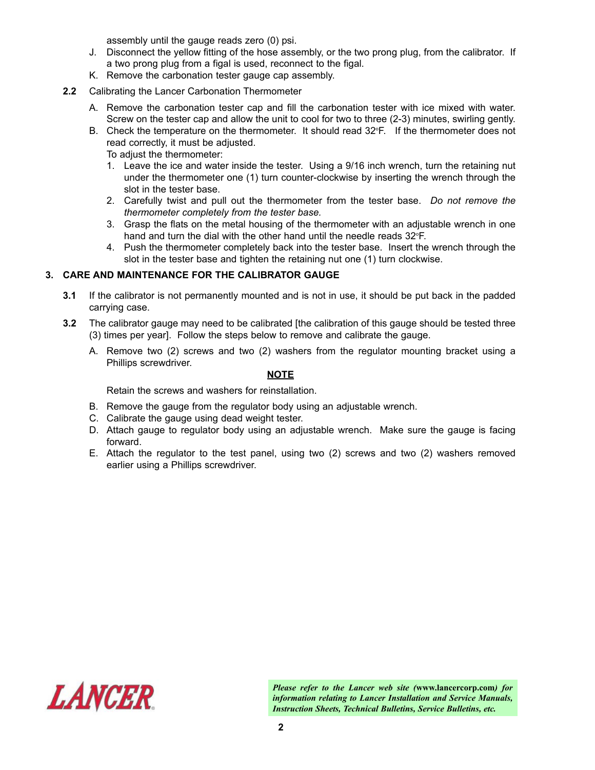assembly until the gauge reads zero (0) psi.

J. Disconnect the yellow fitting of the hose assembly, or the two prong plug, from the calibrator. If a two prong plug from a figal is used, reconnect to the figal.

K. Remove the carbonation tester gauge cap assembly.

**2.2** Calibrating the Lancer Carbonation Thermometer

A. Remove the carbonation tester cap and fill the carbonation tester with ice mixed with water. Screw on the tester cap and allow the unit to cool for two to three (2-3) minutes, swirling gently.

B. Check the temperature on the thermometer. It should read 32°F. If the thermometer does not read correctly, it must be adjusted.

To adjust the thermometer:

1. Leave the ice and water inside the tester. Using a 9/16 inch wrench, turn the retaining nut under the thermometer one (1) turn counter-clockwise by inserting the wrench through the slot in the tester base.
2. Carefully twist and pull out the thermometer from the tester base. *Do not remove the thermometer completely from the tester base.*
3. Grasp the flats on the metal housing of the thermometer with an adjustable wrench in one hand and turn the dial with the other hand until the needle reads 32°F.
4. Push the thermometer completely back into the tester base. Insert the wrench through the slot in the tester base and tighten the retaining nut one (1) turn clockwise.

## 3. CARE AND MAINTENANCE FOR THE CALIBRATOR GAUGE

**3.1** If the calibrator is not permanently mounted and is not in use, it should be put back in the padded carrying case.

**3.2** The calibrator gauge may need to be calibrated [the calibration of this gauge should be tested three (3) times per year]. Follow the steps below to remove and calibrate the gauge.

A. Remove two (2) screws and two (2) washers from the regulator mounting bracket using a Phillips screwdriver.

**NOTE**

Retain the screws and washers for reinstallation.

B. Remove the gauge from the regulator body using an adjustable wrench.

C. Calibrate the gauge using dead weight tester.

D. Attach gauge to regulator body using an adjustable wrench. Make sure the gauge is facing forward.

E. Attach the regulator to the test panel, using two (2) screws and two (2) washers removed earlier using a Phillips screwdriver.

LANCER

*Please refer to the Lancer web site (***www.lancercorp.com***) for information relating to Lancer Installation and Service Manuals, Instruction Sheets, Technical Bulletins, Service Bulletins, etc.*